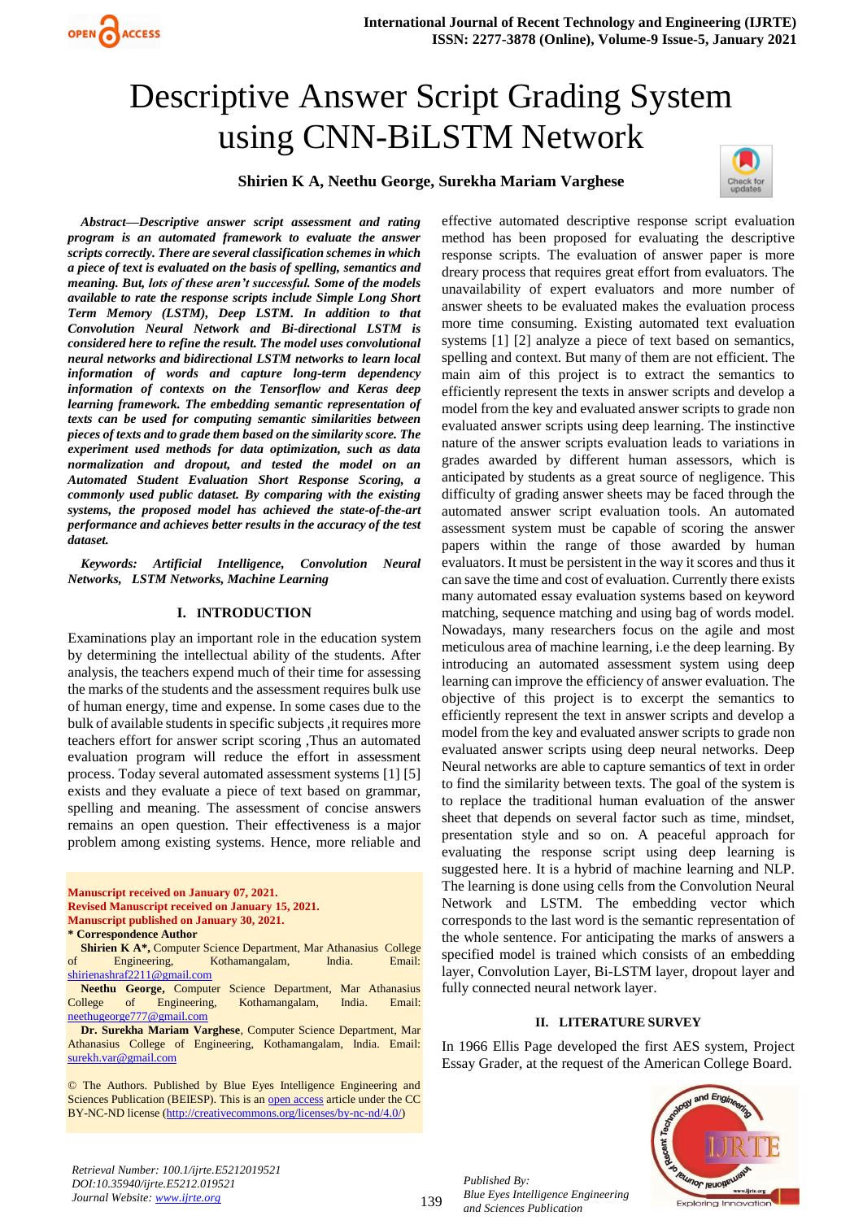# Descriptive Answer Script Grading System using CNN-BiLSTM Network

**Shirien K A, Neethu George, Surekha Mariam Varghese**

***Abstract—Descriptive answer script assessment and rating program is an automated framework to evaluate the answer scripts correctly. There are several classification schemes in which a piece of text is evaluated on the basis of spelling, semantics and meaning. But, lots of these aren't successful. Some of the models available to rate the response scripts include Simple Long Short Term Memory (LSTM), Deep LSTM. In addition to that Convolution Neural Network and Bi-directional LSTM is considered here to refine the result. The model uses convolutional neural networks and bidirectional LSTM networks to learn local information of words and capture long-term dependency information of contexts on the Tensorflow and Keras deep learning framework. The embedding semantic representation of texts can be used for computing semantic similarities between pieces of texts and to grade them based on the similarity score. The experiment used methods for data optimization, such as data normalization and dropout, and tested the model on an Automated Student Evaluation Short Response Scoring, a commonly used public dataset. By comparing with the existing systems, the proposed model has achieved the state-of-the-art performance and achieves better results in the accuracy of the test dataset.***

***Keywords: Artificial Intelligence, Convolution Neural Networks, LSTM Networks, Machine Learning***

## I. INTRODUCTION

Examinations play an important role in the education system by determining the intellectual ability of the students. After analysis, the teachers expend much of their time for assessing the marks of the students and the assessment requires bulk use of human energy, time and expense. In some cases due to the bulk of available students in specific subjects ,it requires more teachers effort for answer script scoring ,Thus an automated evaluation program will reduce the effort in assessment process. Today several automated assessment systems [1] [5] exists and they evaluate a piece of text based on grammar, spelling and meaning. The assessment of concise answers remains an open question. Their effectiveness is a major problem among existing systems. Hence, more reliable and effective automated descriptive response script evaluation method has been proposed for evaluating the descriptive response scripts. The evaluation of answer paper is more dreary process that requires great effort from evaluators. The unavailability of expert evaluators and more number of answer sheets to be evaluated makes the evaluation process more time consuming. Existing automated text evaluation systems [1] [2] analyze a piece of text based on semantics, spelling and context. But many of them are not efficient. The main aim of this project is to extract the semantics to efficiently represent the texts in answer scripts and develop a model from the key and evaluated answer scripts to grade non evaluated answer scripts using deep learning. The instinctive nature of the answer scripts evaluation leads to variations in grades awarded by different human assessors, which is anticipated by students as a great source of negligence. This difficulty of grading answer sheets may be faced through the automated answer script evaluation tools. An automated assessment system must be capable of scoring the answer papers within the range of those awarded by human evaluators. It must be persistent in the way it scores and thus it can save the time and cost of evaluation. Currently there exists many automated essay evaluation systems based on keyword matching, sequence matching and using bag of words model. Nowadays, many researchers focus on the agile and most meticulous area of machine learning, i.e the deep learning. By introducing an automated assessment system using deep learning can improve the efficiency of answer evaluation. The objective of this project is to excerpt the semantics to efficiently represent the text in answer scripts and develop a model from the key and evaluated answer scripts to grade non evaluated answer scripts using deep neural networks. Deep Neural networks are able to capture semantics of text in order to find the similarity between texts. The goal of the system is to replace the traditional human evaluation of the answer sheet that depends on several factor such as time, mindset, presentation style and so on. A peaceful approach for evaluating the response script using deep learning is suggested here. It is a hybrid of machine learning and NLP. The learning is done using cells from the Convolution Neural Network and LSTM. The embedding vector which corresponds to the last word is the semantic representation of the whole sentence. For anticipating the marks of answers a specified model is trained which consists of an embedding layer, Convolution Layer, Bi-LSTM layer, dropout layer and fully connected neural network layer.

## II. LITERATURE SURVEY

In 1966 Ellis Page developed the first AES system, Project Essay Grader, at the request of the American College Board.

**Manuscript received on January 07, 2021.**
**Revised Manuscript received on January 15, 2021.**
**Manuscript published on January 30, 2021.**
**\* Correspondence Author**

**Shirien K A\***, Computer Science Department, Mar Athanasius College of Engineering, Kothamangalam, India. Email: shirienashraf2211@gmail.com

**Neethu George,** Computer Science Department, Mar Athanasius College of Engineering, Kothamangalam, India. Email: neethugeorge777@gmail.com

**Dr. Surekha Mariam Varghese**, Computer Science Department, Mar Athanasius College of Engineering, Kothamangalam, India. Email: surekh.var@gmail.com

© The Authors. Published by Blue Eyes Intelligence Engineering and Sciences Publication (BEIESP). This is an open access article under the CC BY-NC-ND license (http://creativecommons.org/licenses/by-nc-nd/4.0/)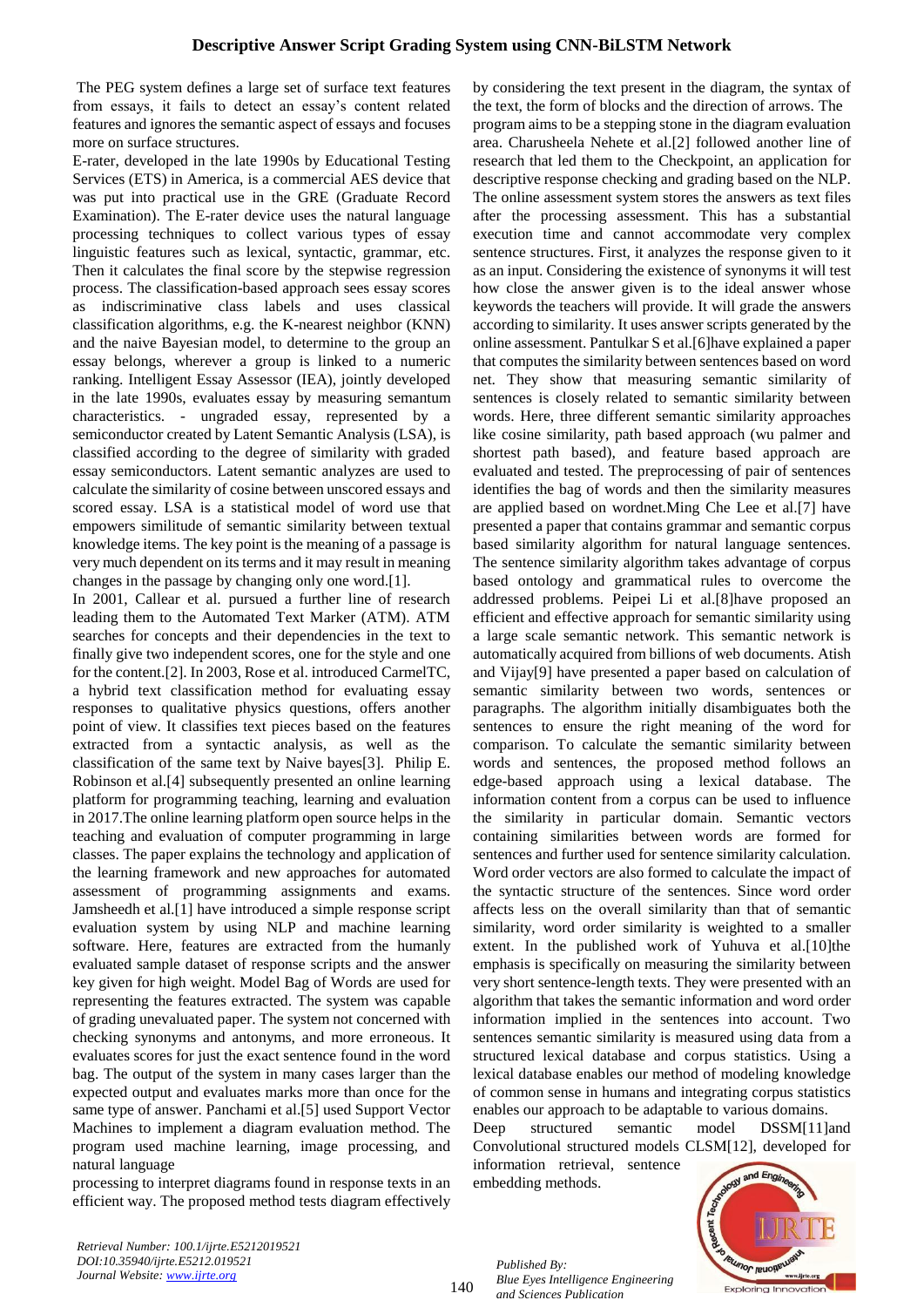The PEG system defines a large set of surface text features from essays, it fails to detect an essay's content related features and ignores the semantic aspect of essays and focuses more on surface structures.

E-rater, developed in the late 1990s by Educational Testing Services (ETS) in America, is a commercial AES device that was put into practical use in the GRE (Graduate Record Examination). The E-rater device uses the natural language processing techniques to collect various types of essay linguistic features such as lexical, syntactic, grammar, etc. Then it calculates the final score by the stepwise regression process. The classification-based approach sees essay scores as indiscriminative class labels and uses classical classification algorithms, e.g. the K-nearest neighbor (KNN) and the naive Bayesian model, to determine to the group an essay belongs, wherever a group is linked to a numeric ranking. Intelligent Essay Assessor (IEA), jointly developed in the late 1990s, evaluates essay by measuring semantum characteristics. - ungraded essay, represented by a semiconductor created by Latent Semantic Analysis (LSA), is classified according to the degree of similarity with graded essay semiconductors. Latent semantic analyzes are used to calculate the similarity of cosine between unscored essays and scored essay. LSA is a statistical model of word use that empowers similitude of semantic similarity between textual knowledge items. The key point is the meaning of a passage is very much dependent on its terms and it may result in meaning changes in the passage by changing only one word.[1].

In 2001, Callear et al. pursued a further line of research leading them to the Automated Text Marker (ATM). ATM searches for concepts and their dependencies in the text to finally give two independent scores, one for the style and one for the content.[2]. In 2003, Rose et al. introduced CarmelTC, a hybrid text classification method for evaluating essay responses to qualitative physics questions, offers another point of view. It classifies text pieces based on the features extracted from a syntactic analysis, as well as the classification of the same text by Naive bayes[3]. Philip E. Robinson et al.[4] subsequently presented an online learning platform for programming teaching, learning and evaluation in 2017.The online learning platform open source helps in the teaching and evaluation of computer programming in large classes. The paper explains the technology and application of the learning framework and new approaches for automated assessment of programming assignments and exams. Jamsheedh et al.[1] have introduced a simple response script evaluation system by using NLP and machine learning software. Here, features are extracted from the humanly evaluated sample dataset of response scripts and the answer key given for high weight. Model Bag of Words are used for representing the features extracted. The system was capable of grading unevaluated paper. The system not concerned with checking synonyms and antonyms, and more erroneous. It evaluates scores for just the exact sentence found in the word bag. The output of the system in many cases larger than the expected output and evaluates marks more than once for the same type of answer. Panchami et al.[5] used Support Vector Machines to implement a diagram evaluation method. The program used machine learning, image processing, and natural language processing to interpret diagrams found in response texts in an efficient way. The proposed method tests diagram effectively by considering the text present in the diagram, the syntax of the text, the form of blocks and the direction of arrows. The program aims to be a stepping stone in the diagram evaluation area. Charusheela Nehete et al.[2] followed another line of research that led them to the Checkpoint, an application for descriptive response checking and grading based on the NLP. The online assessment system stores the answers as text files after the processing assessment. This has a substantial execution time and cannot accommodate very complex sentence structures. First, it analyzes the response given to it as an input. Considering the existence of synonyms it will test how close the answer given is to the ideal answer whose keywords the teachers will provide. It will grade the answers according to similarity. It uses answer scripts generated by the online assessment. Pantulkar S et al.[6]have explained a paper that computes the similarity between sentences based on word net. They show that measuring semantic similarity of sentences is closely related to semantic similarity between words. Here, three different semantic similarity approaches like cosine similarity, path based approach (wu palmer and shortest path based), and feature based approach are evaluated and tested. The preprocessing of pair of sentences identifies the bag of words and then the similarity measures are applied based on wordnet.Ming Che Lee et al.[7] have presented a paper that contains grammar and semantic corpus based similarity algorithm for natural language sentences. The sentence similarity algorithm takes advantage of corpus based ontology and grammatical rules to overcome the addressed problems. Peipei Li et al.[8]have proposed an efficient and effective approach for semantic similarity using a large scale semantic network. This semantic network is automatically acquired from billions of web documents. Atish and Vijay[9] have presented a paper based on calculation of semantic similarity between two words, sentences or paragraphs. The algorithm initially disambiguates both the sentences to ensure the right meaning of the word for comparison. To calculate the semantic similarity between words and sentences, the proposed method follows an edge-based approach using a lexical database. The information content from a corpus can be used to influence the similarity in particular domain. Semantic vectors containing similarities between words are formed for sentences and further used for sentence similarity calculation. Word order vectors are also formed to calculate the impact of the syntactic structure of the sentences. Since word order affects less on the overall similarity than that of semantic similarity, word order similarity is weighted to a smaller extent. In the published work of Yuhuva et al.[10]the emphasis is specifically on measuring the similarity between very short sentence-length texts. They were presented with an algorithm that takes the semantic information and word order information implied in the sentences into account. Two sentences semantic similarity is measured using data from a structured lexical database and corpus statistics. Using a lexical database enables our method of modeling knowledge of common sense in humans and integrating corpus statistics enables our approach to be adaptable to various domains.

Deep structured semantic model DSSM[11]and Convolutional structured models CLSM[12], developed for information retrieval, sentence embedding methods.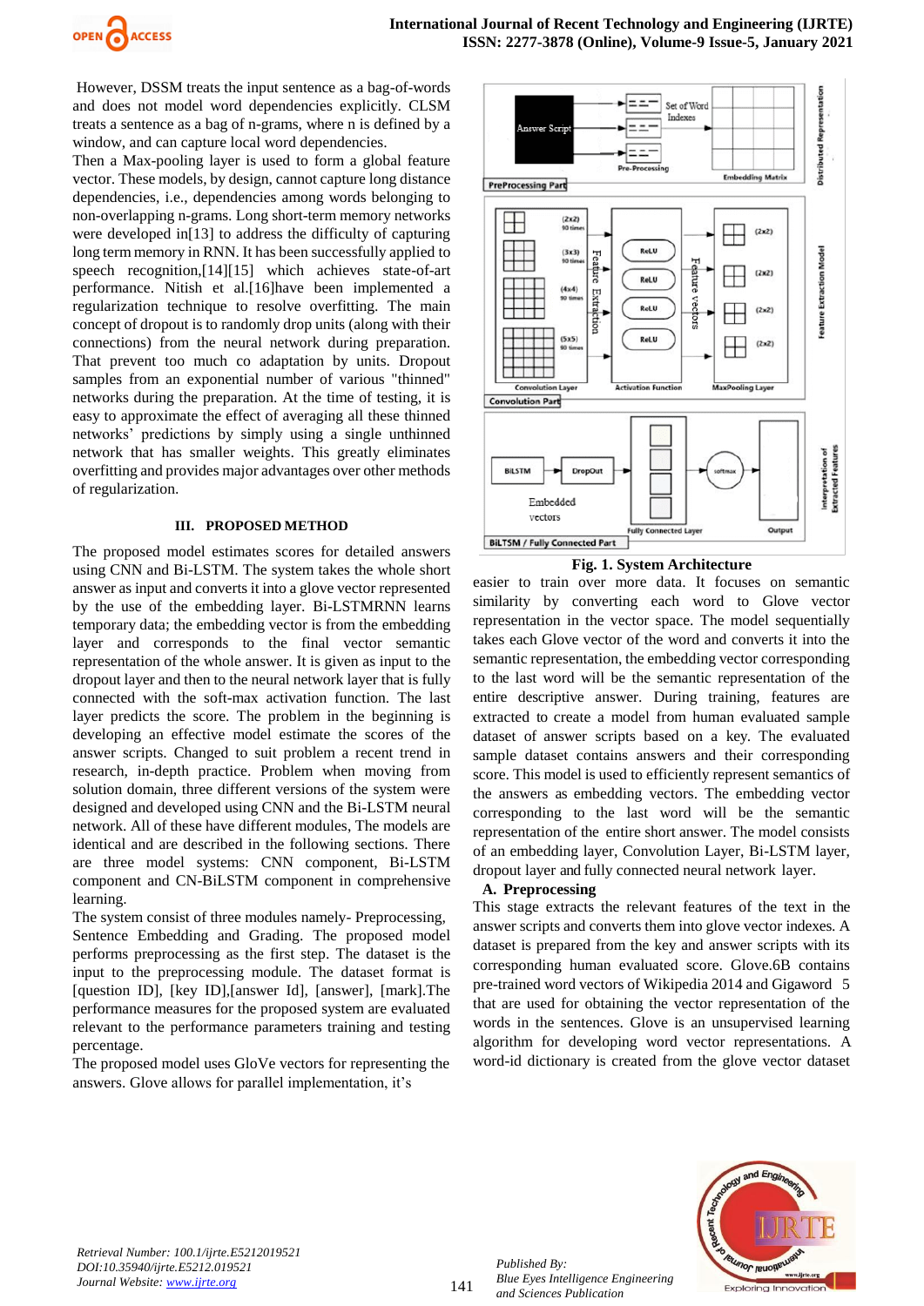However, DSSM treats the input sentence as a bag-of-words and does not model word dependencies explicitly. CLSM treats a sentence as a bag of n-grams, where n is defined by a window, and can capture local word dependencies.

Then a Max-pooling layer is used to form a global feature vector. These models, by design, cannot capture long distance dependencies, i.e., dependencies among words belonging to non-overlapping n-grams. Long short-term memory networks were developed in[13] to address the difficulty of capturing long term memory in RNN. It has been successfully applied to speech recognition,[14][15] which achieves state-of-art performance. Nitish et al.[16]have been implemented a regularization technique to resolve overfitting. The main concept of dropout is to randomly drop units (along with their connections) from the neural network during preparation. That prevent too much co adaptation by units. Dropout samples from an exponential number of various "thinned" networks during the preparation. At the time of testing, it is easy to approximate the effect of averaging all these thinned networks' predictions by simply using a single unthinned network that has smaller weights. This greatly eliminates overfitting and provides major advantages over other methods of regularization.

## III. PROPOSED METHOD

The proposed model estimates scores for detailed answers using CNN and Bi-LSTM. The system takes the whole short answer as input and converts it into a glove vector represented by the use of the embedding layer. Bi-LSTMRNN learns temporary data; the embedding vector is from the embedding layer and corresponds to the final vector semantic representation of the whole answer. It is given as input to the dropout layer and then to the neural network layer that is fully connected with the soft-max activation function. The last layer predicts the score. The problem in the beginning is developing an effective model estimate the scores of the answer scripts. Changed to suit problem a recent trend in research, in-depth practice. Problem when moving from solution domain, three different versions of the system were designed and developed using CNN and the Bi-LSTM neural network. All of these have different modules, The models are identical and are described in the following sections. There are three model systems: CNN component, Bi-LSTM component and CN-BiLSTM component in comprehensive learning.

The system consist of three modules namely- Preprocessing, Sentence Embedding and Grading. The proposed model performs preprocessing as the first step. The dataset is the input to the preprocessing module. The dataset format is [question ID], [key ID],[answer Id], [answer], [mark].The performance measures for the proposed system are evaluated relevant to the performance parameters training and testing percentage.

The proposed model uses GloVe vectors for representing the answers. Glove allows for parallel implementation, it's easier to train over more data. It focuses on semantic similarity by converting each word to Glove vector representation in the vector space. The model sequentially takes each Glove vector of the word and converts it into the semantic representation, the embedding vector corresponding to the last word will be the semantic representation of the entire descriptive answer. During training, features are extracted to create a model from human evaluated sample dataset of answer scripts based on a key. The evaluated sample dataset contains answers and their corresponding score. This model is used to efficiently represent semantics of the answers as embedding vectors. The embedding vector corresponding to the last word will be the semantic representation of the entire short answer. The model consists of an embedding layer, Convolution Layer, Bi-LSTM layer, dropout layer and fully connected neural network layer.

**Fig. 1. System Architecture**

### A. Preprocessing

This stage extracts the relevant features of the text in the answer scripts and converts them into glove vector indexes. A dataset is prepared from the key and answer scripts with its corresponding human evaluated score. Glove.6B contains pre-trained word vectors of Wikipedia 2014 and Gigaword 5 that are used for obtaining the vector representation of the words in the sentences. Glove is an unsupervised learning algorithm for developing word vector representations. A word-id dictionary is created from the glove vector dataset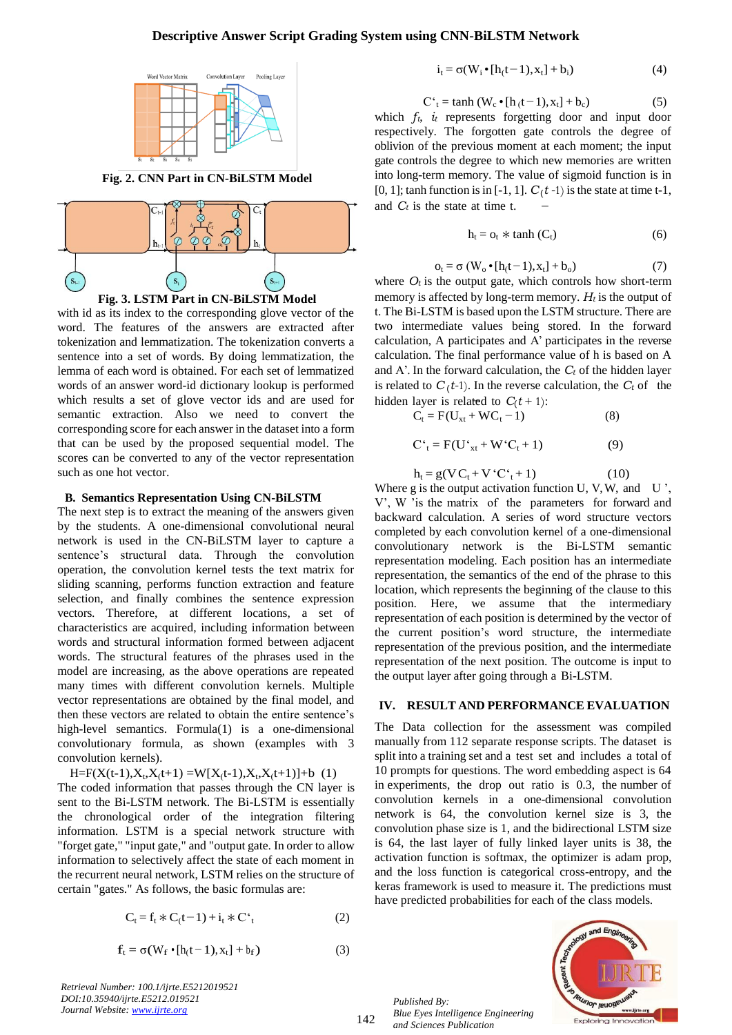Fig. 2. CNN Part in CN-BiLSTM Model

Fig. 3. LSTM Part in CN-BiLSTM Model

with id as its index to the corresponding glove vector of the word. The features of the answers are extracted after tokenization and lemmatization. The tokenization converts a sentence into a set of words. By doing lemmatization, the lemma of each word is obtained. For each set of lemmatized words of an answer word-id dictionary lookup is performed which results a set of glove vector ids and are used for semantic extraction. Also we need to convert the corresponding score for each answer in the dataset into a form that can be used by the proposed sequential model. The scores can be converted to any of the vector representation such as one hot vector.

## B. Semantics Representation Using CN-BiLSTM

The next step is to extract the meaning of the answers given by the students. A one-dimensional convolutional neural network is used in the CN-BiLSTM layer to capture a sentence's structural data. Through the convolution operation, the convolution kernel tests the text matrix for sliding scanning, performs function extraction and feature selection, and finally combines the sentence expression vectors. Therefore, at different locations, a set of characteristics are acquired, including information between words and structural information formed between adjacent words. The structural features of the phrases used in the model are increasing, as the above operations are repeated many times with different convolution kernels. Multiple vector representations are obtained by the final model, and then these vectors are related to obtain the entire sentence's high-level semantics. Formula(1) is a one-dimensional convolutionary formula, as shown (examples with 3 convolution kernels).

$$H=F(X(t-1),X_t,X(t+1)) = W[X(t-1),X_t,X(t+1)]+b \quad (1)$$

The coded information that passes through the CN layer is sent to the Bi-LSTM network. The Bi-LSTM is essentially the chronological order of the integration filtering information. LSTM is a special network structure with "forget gate," "input gate," and "output gate. In order to allow information to selectively affect the state of each moment in the recurrent neural network, LSTM relies on the structure of certain "gates." As follows, the basic formulas are:

$$C_t = f_t * C(t-1) + i_t * C'_t \quad (2)$$

$$f_t = \sigma(W_f \cdot [h(t-1), x_t] + b_f) \quad (3)$$

$$i_t = \sigma(W_i \cdot [h(t-1), x_t] + b_i) \quad (4)$$

$$C'_t = \tanh(W_c \cdot [h(t-1), x_t] + b_c) \quad (5)$$

which $f_t$, $i_t$ represents forgetting door and input door respectively. The forgotten gate controls the degree of oblivion of the previous moment at each moment; the input gate controls the degree to which new memories are written into long-term memory. The value of sigmoid function is in [0, 1]; tanh function is in [-1, 1]. $C(t$ -1) is the state at time t-1, and $C_t$ is the state at time t.

$$h_t = o_t * \tanh(C_t) \quad (6)$$

$$o_t = \sigma(W_o \cdot [h(t-1), x_t] + b_o) \quad (7)$$

where $O_t$ is the output gate, which controls how short-term memory is affected by long-term memory. $H_t$ is the output of t. The Bi-LSTM is based upon the LSTM structure. There are two intermediate values being stored. In the forward calculation, A participates and A' participates in the reverse calculation. The final performance value of h is based on A and A'. In the forward calculation, the $C_t$ of the hidden layer is related to $C(t$-1). In the reverse calculation, the $C_t$ of the hidden layer is related to $C(t+1)$:

$$C_t = F(U_{xt} + WC_t - 1) \quad (8)$$

$$C'_t = F(U'_{xt} + W'C_t + 1) \quad (9)$$

$$h_t = g(VC_t + V'C'_t + 1) \quad (10)$$

Where g is the output activation function U, V, W, and U', V', W 'is the matrix of the parameters for forward and backward calculation. A series of word structure vectors completed by each convolution kernel of a one-dimensional convolutionary network is the Bi-LSTM semantic representation modeling. Each position has an intermediate representation, the semantics of the end of the phrase to this location, which represents the beginning of the clause to this position. Here, we assume that the intermediary representation of each position is determined by the vector of the current position's word structure, the intermediate representation of the previous position, and the intermediate representation of the next position. The outcome is input to the output layer after going through a Bi-LSTM.

# IV. RESULT AND PERFORMANCE EVALUATION

The Data collection for the assessment was compiled manually from 112 separate response scripts. The dataset is split into a training set and a test set and includes a total of 10 prompts for questions. The word embedding aspect is 64 in experiments, the drop out ratio is 0.3, the number of convolution kernels in a one-dimensional convolution network is 64, the convolution kernel size is 3, the convolution phase size is 1, and the bidirectional LSTM size is 64, the last layer of fully linked layer units is 38, the activation function is softmax, the optimizer is adam prop, and the loss function is categorical cross-entropy, and the keras framework is used to measure it. The predictions must have predicted probabilities for each of the class models.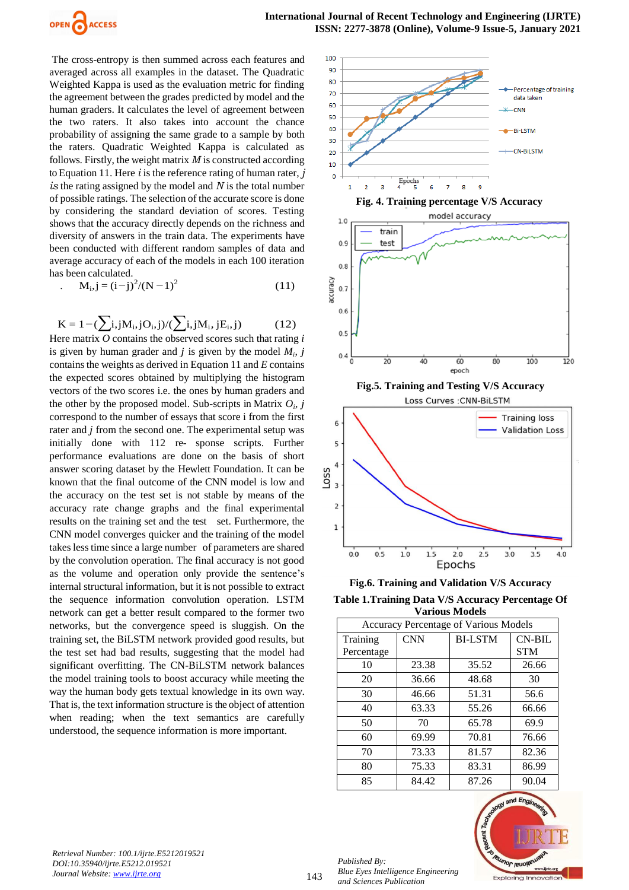The cross-entropy is then summed across each features and averaged across all examples in the dataset. The Quadratic Weighted Kappa is used as the evaluation metric for finding the agreement between the grades predicted by model and the human graders. It calculates the level of agreement between the two raters. It also takes into account the chance probability of assigning the same grade to a sample by both the raters. Quadratic Weighted Kappa is calculated as follows. Firstly, the weight matrix $M$ is constructed according to Equation 11. Here $i$ is the reference rating of human rater, $j$ is the rating assigned by the model and $N$ is the total number of possible ratings. The selection of the accurate score is done by considering the standard deviation of scores. Testing shows that the accuracy directly depends on the richness and diversity of answers in the train data. The experiments have been conducted with different random samples of data and average accuracy of each of the models in each 100 iteration has been calculated.

$$M_{i,j} = (i-j)^2/(N-1)^2 \qquad (11)$$

$$K = 1-\left(\sum_{i,j} M_{i,j} O_{i,j}\right)/\left(\sum_{i,j} M_{i,j} E_{i,j}\right) \qquad (12)$$

Here matrix $O$ contains the observed scores such that rating $i$ is given by human grader and $j$ is given by the model $M_i$, $j$ contains the weights as derived in Equation 11 and $E$ contains the expected scores obtained by multiplying the histogram vectors of the two scores i.e. the ones by human graders and the other by the proposed model. Sub-scripts in Matrix $O_i$, $j$ correspond to the number of essays that score i from the first rater and $j$ from the second one. The experimental setup was initially done with 112 re- sponse scripts. Further performance evaluations are done on the basis of short answer scoring dataset by the Hewlett Foundation. It can be known that the final outcome of the CNN model is low and the accuracy on the test set is not stable by means of the accuracy rate change graphs and the final experimental results on the training set and the test set. Furthermore, the CNN model converges quicker and the training of the model takes less time since a large number of parameters are shared by the convolution operation. The final accuracy is not good as the volume and operation only provide the sentence's internal structural information, but it is not possible to extract the sequence information convolution operation. LSTM network can get a better result compared to the former two networks, but the convergence speed is sluggish. On the training set, the BiLSTM network provided good results, but the test set had bad results, suggesting that the model had significant overfitting. The CN-BiLSTM network balances the model training tools to boost accuracy while meeting the way the human body gets textual knowledge in its own way. That is, the text information structure is the object of attention when reading; when the text semantics are carefully understood, the sequence information is more important.

**Fig. 4. Training percentage V/S Accuracy**

**Fig.5. Training and Testing V/S Accuracy**

**Fig.6. Training and Validation V/S Accuracy**

**Table 1.Training Data V/S Accuracy Percentage Of Various Models**

| Accuracy Percentage of Various Models | | | |
|---|---|---|---|
| Training Percentage | CNN | BI-LSTM | CN-BILSTM |
| 10 | 23.38 | 35.52 | 26.66 |
| 20 | 36.66 | 48.68 | 30 |
| 30 | 46.66 | 51.31 | 56.6 |
| 40 | 63.33 | 55.26 | 66.66 |
| 50 | 70 | 65.78 | 69.9 |
| 60 | 69.99 | 70.81 | 76.66 |
| 70 | 73.33 | 81.57 | 82.36 |
| 80 | 75.33 | 83.31 | 86.99 |
| 85 | 84.42 | 87.26 | 90.04 |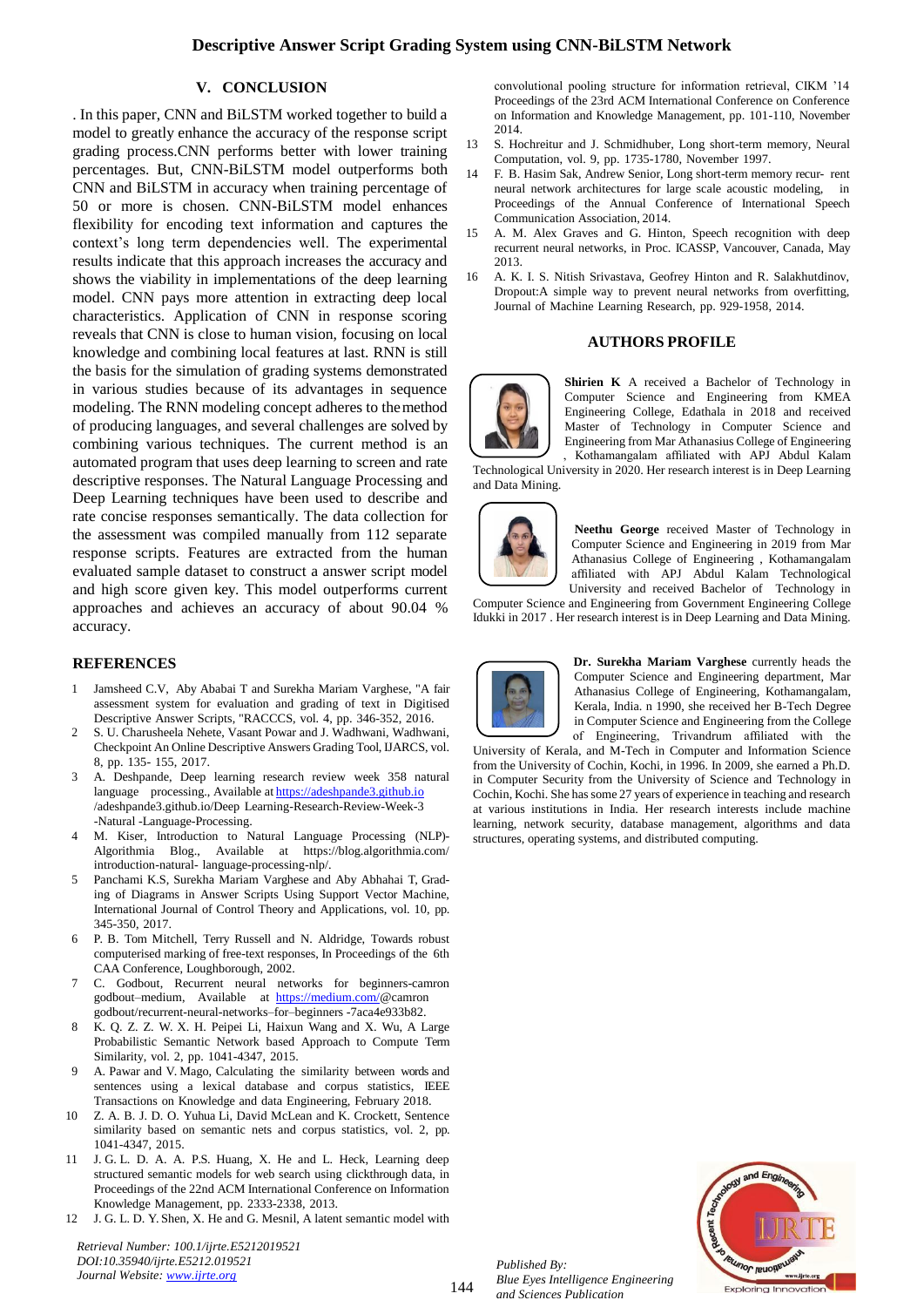## V. CONCLUSION

. In this paper, CNN and BiLSTM worked together to build a model to greatly enhance the accuracy of the response script grading process.CNN performs better with lower training percentages. But, CNN-BiLSTM model outperforms both CNN and BiLSTM in accuracy when training percentage of 50 or more is chosen. CNN-BiLSTM model enhances flexibility for encoding text information and captures the context's long term dependencies well. The experimental results indicate that this approach increases the accuracy and shows the viability in implementations of the deep learning model. CNN pays more attention in extracting deep local characteristics. Application of CNN in response scoring reveals that CNN is close to human vision, focusing on local knowledge and combining local features at last. RNN is still the basis for the simulation of grading systems demonstrated in various studies because of its advantages in sequence modeling. The RNN modeling concept adheres to the method of producing languages, and several challenges are solved by combining various techniques. The current method is an automated program that uses deep learning to screen and rate descriptive responses. The Natural Language Processing and Deep Learning techniques have been used to describe and rate concise responses semantically. The data collection for the assessment was compiled manually from 112 separate response scripts. Features are extracted from the human evaluated sample dataset to construct a answer script model and high score given key. This model outperforms current approaches and achieves an accuracy of about 90.04 % accuracy.

## REFERENCES

1. Jamsheed C.V, Aby Ababai T and Surekha Mariam Varghese, "A fair assessment system for evaluation and grading of text in Digitised Descriptive Answer Scripts, "RACCCS, vol. 4, pp. 346-352, 2016.
2. S. U. Charusheela Nehete, Vasant Powar and J. Wadhwani, Wadhwani, Checkpoint An Online Descriptive Answers Grading Tool, IJARCS, vol. 8, pp. 135- 155, 2017.
3. A. Deshpande, Deep learning research review week 358 natural language processing., Available at https://adeshpande3.github.io /adeshpande3.github.io/Deep Learning-Research-Review-Week-3 -Natural -Language-Processing.
4. M. Kiser, Introduction to Natural Language Processing (NLP)- Algorithmia Blog., Available at https://blog.algorithmia.com/ introduction-natural- language-processing-nlp/.
5. Panchami K.S, Surekha Mariam Varghese and Aby Abhahai T, Grading of Diagrams in Answer Scripts Using Support Vector Machine, International Journal of Control Theory and Applications, vol. 10, pp. 345-350, 2017.
6. P. B. Tom Mitchell, Terry Russell and N. Aldridge, Towards robust computerised marking of free-text responses, In Proceedings of the 6th CAA Conference, Loughborough, 2002.
7. C. Godbout, Recurrent neural networks for beginners-camron godbout–medium, Available at https://medium.com/@camron godbout/recurrent-neural-networks–for–beginners -7aca4e933b82.
8. K. Q. Z. Z. W. X. H. Peipei Li, Haixun Wang and X. Wu, A Large Probabilistic Semantic Network based Approach to Compute Term Similarity, vol. 2, pp. 1041-4347, 2015.
9. A. Pawar and V. Mago, Calculating the similarity between words and sentences using a lexical database and corpus statistics, IEEE Transactions on Knowledge and data Engineering, February 2018.
10. Z. A. B. J. D. O. Yuhua Li, David McLean and K. Crockett, Sentence similarity based on semantic nets and corpus statistics, vol. 2, pp. 1041-4347, 2015.
11. J. G. L. D. A. A. P.S. Huang, X. He and L. Heck, Learning deep structured semantic models for web search using clickthrough data, in Proceedings of the 22nd ACM International Conference on Information Knowledge Management, pp. 2333-2338, 2013.
12. J. G. L. D. Y. Shen, X. He and G. Mesnil, A latent semantic model with convolutional pooling structure for information retrieval, CIKM '14 Proceedings of the 23rd ACM International Conference on Conference on Information and Knowledge Management, pp. 101-110, November 2014.
13. S. Hochreitur and J. Schmidhuber, Long short-term memory, Neural Computation, vol. 9, pp. 1735-1780, November 1997.
14. F. B. Hasim Sak, Andrew Senior, Long short-term memory recur- rent neural network architectures for large scale acoustic modeling, in Proceedings of the Annual Conference of International Speech Communication Association, 2014.
15. A. M. Alex Graves and G. Hinton, Speech recognition with deep recurrent neural networks, in Proc. ICASSP, Vancouver, Canada, May 2013.
16. A. K. I. S. Nitish Srivastava, Geofrey Hinton and R. Salakhutdinov, Dropout:A simple way to prevent neural networks from overfitting, Journal of Machine Learning Research, pp. 929-1958, 2014.

## AUTHORS PROFILE

**Shirien K** A received a Bachelor of Technology in Computer Science and Engineering from KMEA Engineering College, Edathala in 2018 and received Master of Technology in Computer Science and Engineering from Mar Athanasius College of Engineering , Kothamangalam affiliated with APJ Abdul Kalam Technological University in 2020. Her research interest is in Deep Learning and Data Mining.

**Neethu George** received Master of Technology in Computer Science and Engineering in 2019 from Mar Athanasius College of Engineering , Kothamangalam affiliated with APJ Abdul Kalam Technological University and received Bachelor of Technology in Computer Science and Engineering from Government Engineering College Idukki in 2017 . Her research interest is in Deep Learning and Data Mining.

**Dr. Surekha Mariam Varghese** currently heads the Computer Science and Engineering department, Mar Athanasius College of Engineering, Kothamangalam, Kerala, India. n 1990, she received her B-Tech Degree in Computer Science and Engineering from the College of Engineering, Trivandrum affiliated with the University of Kerala, and M-Tech in Computer and Information Science from the University of Cochin, Kochi, in 1996. In 2009, she earned a Ph.D. in Computer Security from the University of Science and Technology in Cochin, Kochi. She has some 27 years of experience in teaching and research at various institutions in India. Her research interests include machine learning, network security, database management, algorithms and data structures, operating systems, and distributed computing.